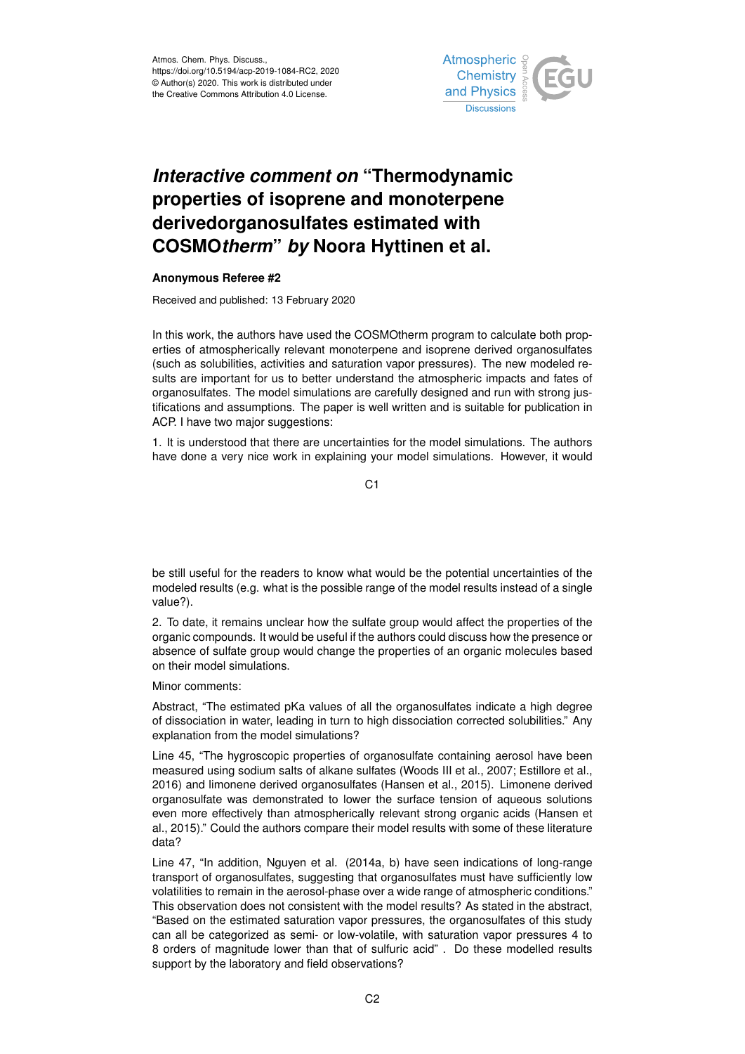# *Interactive comment on* "Thermodynamic properties of isoprene and monoterpene derivedorganosulfates estimated with COSMO*therm*" *by* Noora Hyttinen et al.

**Anonymous Referee #2**

Received and published: 13 February 2020

In this work, the authors have used the COSMOtherm program to calculate both properties of atmospherically relevant monoterpene and isoprene derived organosulfates (such as solubilities, activities and saturation vapor pressures). The new modeled results are important for us to better understand the atmospheric impacts and fates of organosulfates. The model simulations are carefully designed and run with strong justifications and assumptions. The paper is well written and is suitable for publication in ACP. I have two major suggestions:

1. It is understood that there are uncertainties for the model simulations. The authors have done a very nice work in explaining your model simulations. However, it would be still useful for the readers to know what would be the potential uncertainties of the modeled results (e.g. what is the possible range of the model results instead of a single value?).

2. To date, it remains unclear how the sulfate group would affect the properties of the organic compounds. It would be useful if the authors could discuss how the presence or absence of sulfate group would change the properties of an organic molecules based on their model simulations.

Minor comments:

Abstract, "The estimated pKa values of all the organosulfates indicate a high degree of dissociation in water, leading in turn to high dissociation corrected solubilities." Any explanation from the model simulations?

Line 45, "The hygroscopic properties of organosulfate containing aerosol have been measured using sodium salts of alkane sulfates (Woods III et al., 2007; Estillore et al., 2016) and limonene derived organosulfates (Hansen et al., 2015). Limonene derived organosulfate was demonstrated to lower the surface tension of aqueous solutions even more effectively than atmospherically relevant strong organic acids (Hansen et al., 2015)." Could the authors compare their model results with some of these literature data?

Line 47, "In addition, Nguyen et al. (2014a, b) have seen indications of long-range transport of organosulfates, suggesting that organosulfates must have sufficiently low volatilities to remain in the aerosol-phase over a wide range of atmospheric conditions." This observation does not consistent with the model results? As stated in the abstract, "Based on the estimated saturation vapor pressures, the organosulfates of this study can all be categorized as semi- or low-volatile, with saturation vapor pressures 4 to 8 orders of magnitude lower than that of sulfuric acid" . Do these modelled results support by the laboratory and field observations?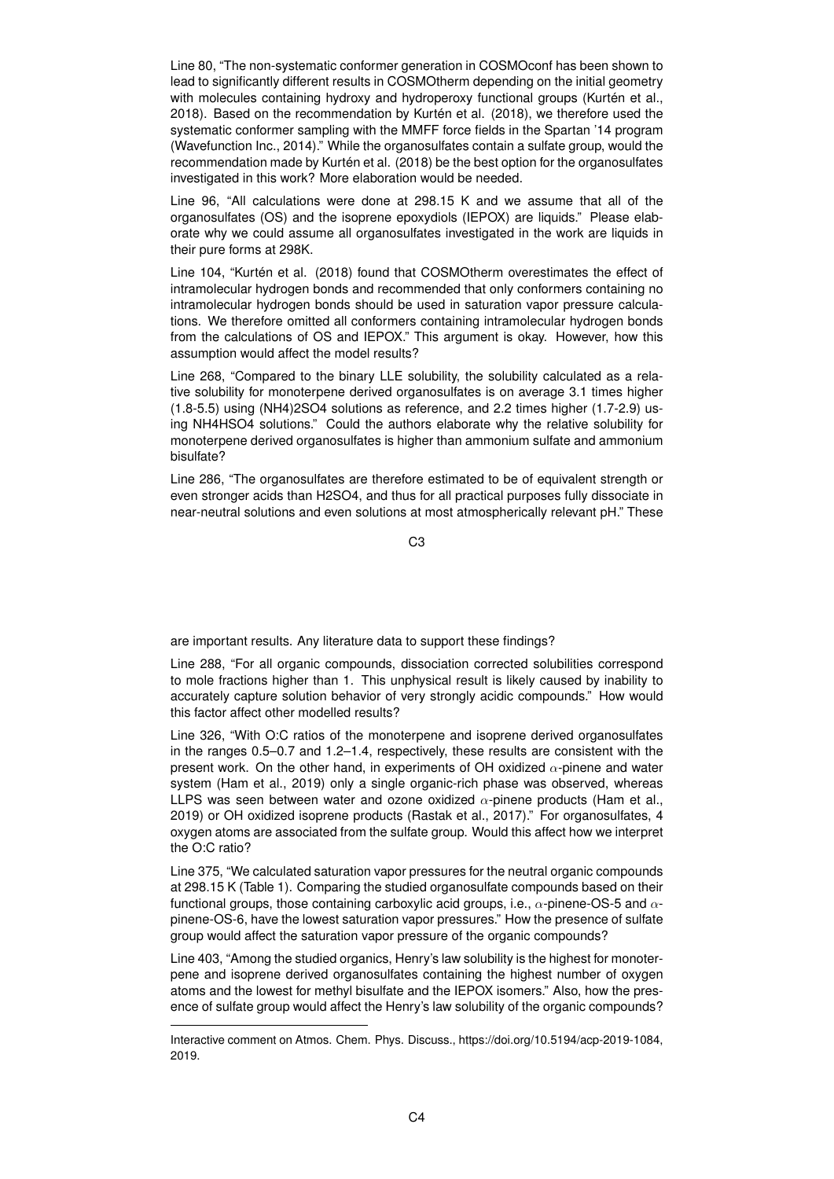Line 80, "The non-systematic conformer generation in COSMOconf has been shown to lead to significantly different results in COSMOtherm depending on the initial geometry with molecules containing hydroxy and hydroperoxy functional groups (Kurtén et al., 2018). Based on the recommendation by Kurtén et al. (2018), we therefore used the systematic conformer sampling with the MMFF force fields in the Spartan '14 program (Wavefunction Inc., 2014)." While the organosulfates contain a sulfate group, would the recommendation made by Kurtén et al. (2018) be the best option for the organosulfates investigated in this work? More elaboration would be needed.

Line 96, "All calculations were done at 298.15 K and we assume that all of the organosulfates (OS) and the isoprene epoxydiols (IEPOX) are liquids." Please elaborate why we could assume all organosulfates investigated in the work are liquids in their pure forms at 298K.

Line 104, "Kurtén et al. (2018) found that COSMOtherm overestimates the effect of intramolecular hydrogen bonds and recommended that only conformers containing no intramolecular hydrogen bonds should be used in saturation vapor pressure calculations. We therefore omitted all conformers containing intramolecular hydrogen bonds from the calculations of OS and IEPOX." This argument is okay. However, how this assumption would affect the model results?

Line 268, "Compared to the binary LLE solubility, the solubility calculated as a relative solubility for monoterpene derived organosulfates is on average 3.1 times higher (1.8-5.5) using $(NH_4)_2SO_4$ solutions as reference, and 2.2 times higher (1.7-2.9) using $NH_4HSO_4$ solutions." Could the authors elaborate why the relative solubility for monoterpene derived organosulfates is higher than ammonium sulfate and ammonium bisulfate?

Line 286, "The organosulfates are therefore estimated to be of equivalent strength or even stronger acids than $H_2SO_4$, and thus for all practical purposes fully dissociate in near-neutral solutions and even solutions at most atmospherically relevant pH." These are important results. Any literature data to support these findings?

Line 288, "For all organic compounds, dissociation corrected solubilities correspond to mole fractions higher than 1. This unphysical result is likely caused by inability to accurately capture solution behavior of very strongly acidic compounds." How would this factor affect other modelled results?

Line 326, "With O:C ratios of the monoterpene and isoprene derived organosulfates in the ranges 0.5–0.7 and 1.2–1.4, respectively, these results are consistent with the present work. On the other hand, in experiments of OH oxidized $\alpha$-pinene and water system (Ham et al., 2019) only a single organic-rich phase was observed, whereas LLPS was seen between water and ozone oxidized $\alpha$-pinene products (Ham et al., 2019) or OH oxidized isoprene products (Rastak et al., 2017)." For organosulfates, 4 oxygen atoms are associated from the sulfate group. Would this affect how we interpret the O:C ratio?

Line 375, "We calculated saturation vapor pressures for the neutral organic compounds at 298.15 K (Table 1). Comparing the studied organosulfate compounds based on their functional groups, those containing carboxylic acid groups, i.e., $\alpha$-pinene-OS-5 and $\alpha$-pinene-OS-6, have the lowest saturation vapor pressures." How the presence of sulfate group would affect the saturation vapor pressure of the organic compounds?

Line 403, "Among the studied organics, Henry's law solubility is the highest for monoterpene and isoprene derived organosulfates containing the highest number of oxygen atoms and the lowest for methyl bisulfate and the IEPOX isomers." Also, how the presence of sulfate group would affect the Henry's law solubility of the organic compounds?

Interactive comment on Atmos. Chem. Phys. Discuss., https://doi.org/10.5194/acp-2019-1084, 2019.